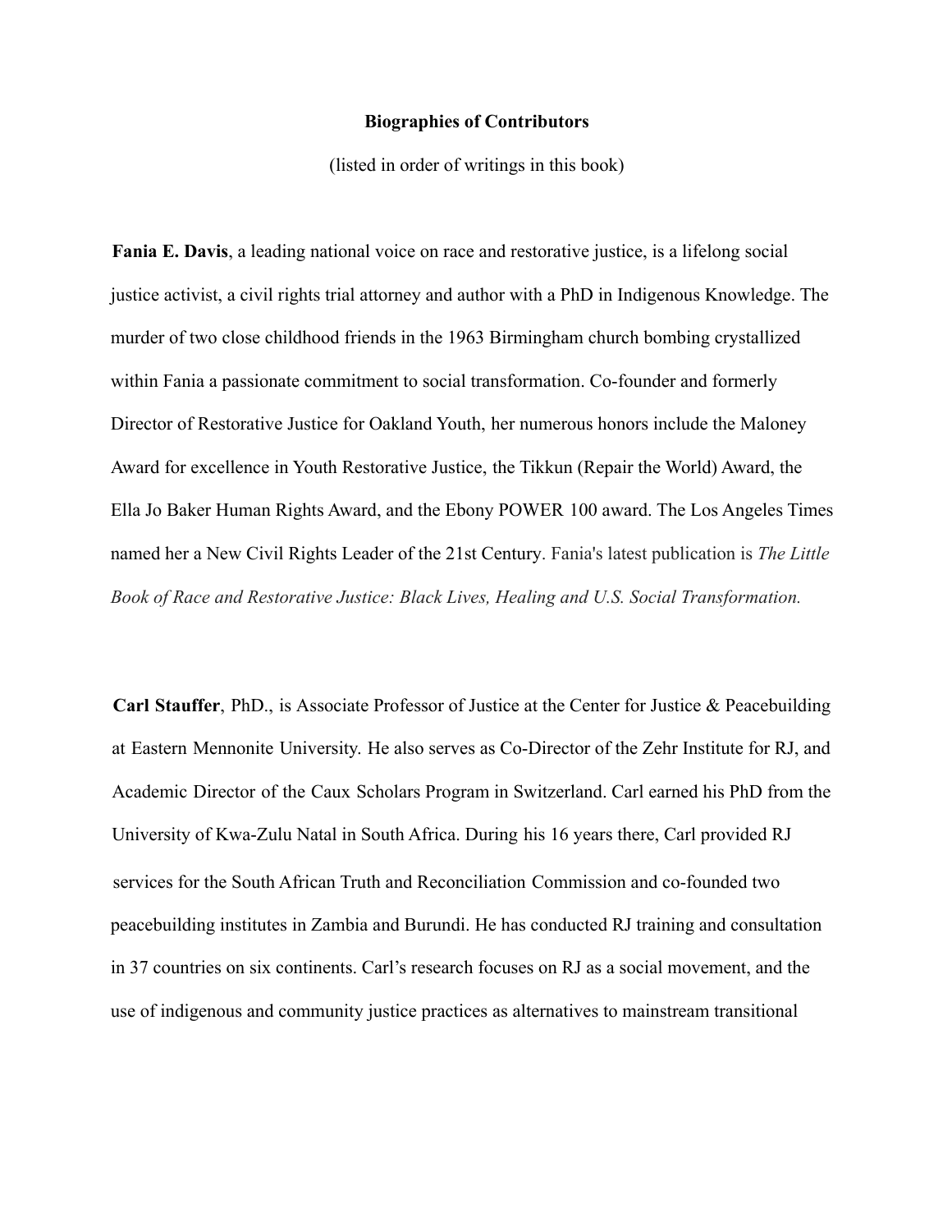**Biographies of Contributors**

(listed in order of writings in this book)

**Fania E. Davis**, a leading national voice on race and restorative justice, is a lifelong social justice activist, a civil rights trial attorney and author with a PhD in Indigenous Knowledge. The murder of two close childhood friends in the 1963 Birmingham church bombing crystallized within Fania a passionate commitment to social transformation. Co-founder and formerly Director of Restorative Justice for Oakland Youth, her numerous honors include the Maloney Award for excellence in Youth Restorative Justice, the Tikkun (Repair the World) Award, the Ella Jo Baker Human Rights Award, and the Ebony POWER 100 award. The Los Angeles Times named her a New Civil Rights Leader of the 21st Century. Fania's latest publication is *The Little Book of Race and Restorative Justice: Black Lives, Healing and U.S. Social Transformation.*

**Carl Stauffer**, PhD., is Associate Professor of Justice at the Center for Justice & Peacebuilding at Eastern Mennonite University. He also serves as Co-Director of the Zehr Institute for RJ, and Academic Director of the Caux Scholars Program in Switzerland. Carl earned his PhD from the University of Kwa-Zulu Natal in South Africa. During his 16 years there, Carl provided RJ services for the South African Truth and Reconciliation Commission and co-founded two peacebuilding institutes in Zambia and Burundi. He has conducted RJ training and consultation in 37 countries on six continents. Carl's research focuses on RJ as a social movement, and the use of indigenous and community justice practices as alternatives to mainstream transitional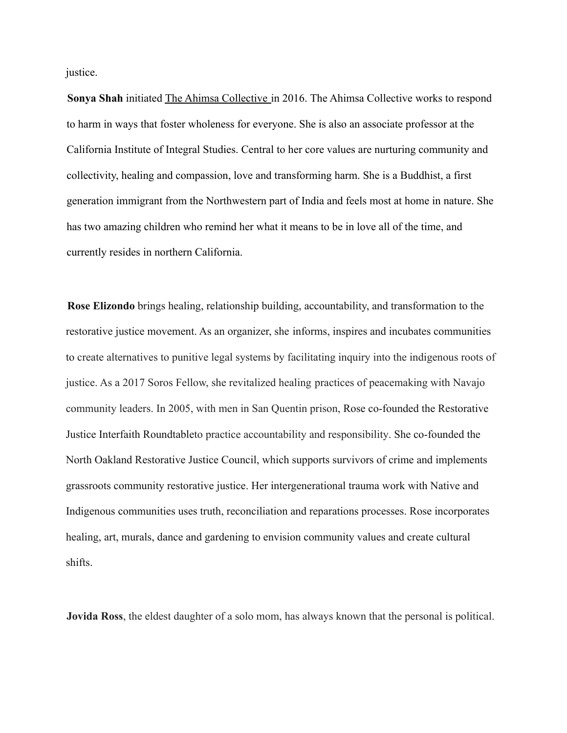justice.

**Sonya Shah** initiated The Ahimsa Collective in 2016. The Ahimsa Collective works to respond to harm in ways that foster wholeness for everyone. She is also an associate professor at the California Institute of Integral Studies. Central to her core values are nurturing community and collectivity, healing and compassion, love and transforming harm. She is a Buddhist, a first generation immigrant from the Northwestern part of India and feels most at home in nature. She has two amazing children who remind her what it means to be in love all of the time, and currently resides in northern California.

**Rose Elizondo** brings healing, relationship building, accountability, and transformation to the restorative justice movement. As an organizer, she informs, inspires and incubates communities to create alternatives to punitive legal systems by facilitating inquiry into the indigenous roots of justice. As a 2017 Soros Fellow, she revitalized healing practices of peacemaking with Navajo community leaders. In 2005, with men in San Quentin prison, Rose co-founded the Restorative Justice Interfaith Roundtableto practice accountability and responsibility. She co-founded the North Oakland Restorative Justice Council, which supports survivors of crime and implements grassroots community restorative justice. Her intergenerational trauma work with Native and Indigenous communities uses truth, reconciliation and reparations processes. Rose incorporates healing, art, murals, dance and gardening to envision community values and create cultural shifts.

**Jovida Ross**, the eldest daughter of a solo mom, has always known that the personal is political.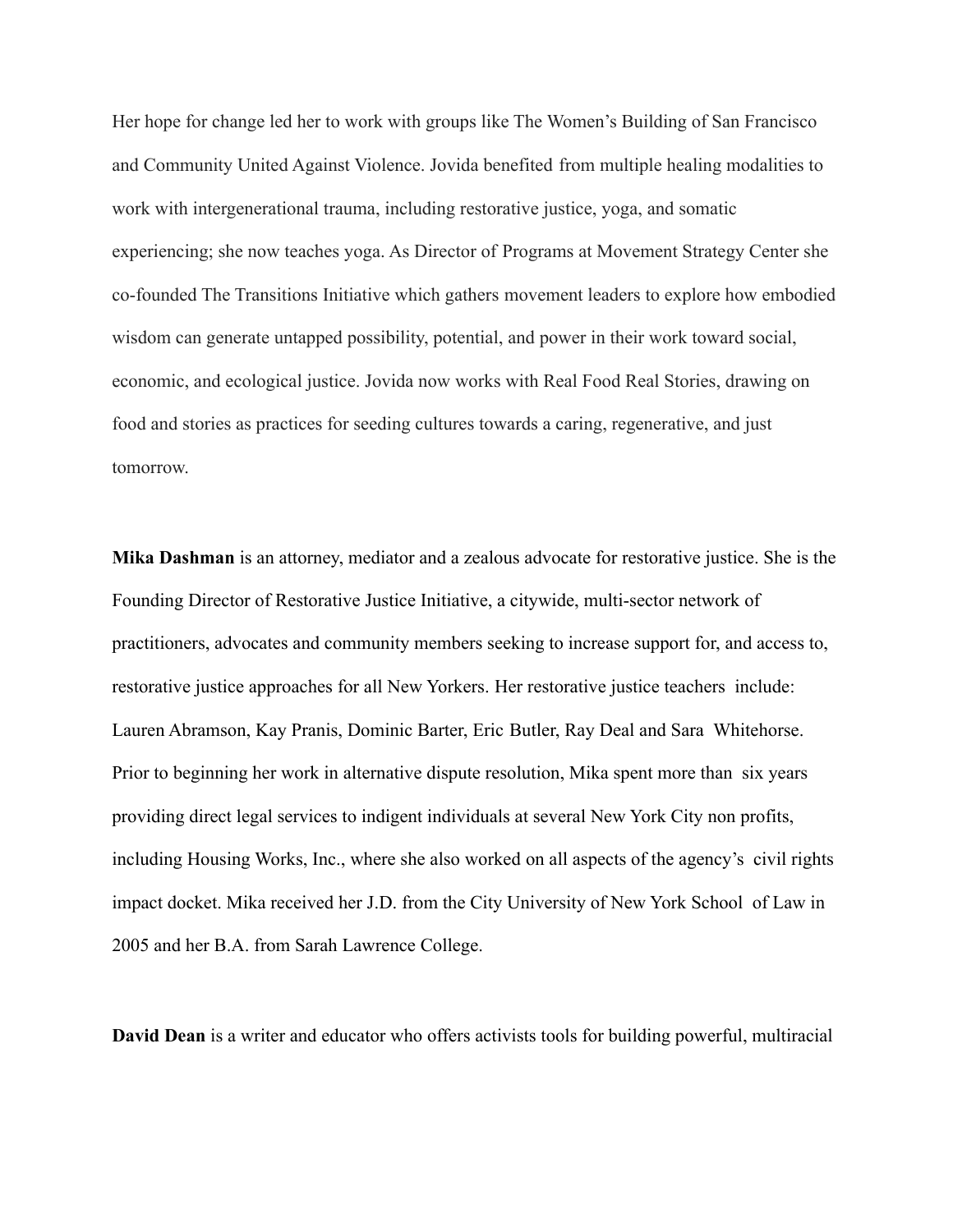Her hope for change led her to work with groups like The Women's Building of San Francisco and Community United Against Violence. Jovida benefited from multiple healing modalities to work with intergenerational trauma, including restorative justice, yoga, and somatic experiencing; she now teaches yoga. As Director of Programs at Movement Strategy Center she co-founded The Transitions Initiative which gathers movement leaders to explore how embodied wisdom can generate untapped possibility, potential, and power in their work toward social, economic, and ecological justice. Jovida now works with Real Food Real Stories, drawing on food and stories as practices for seeding cultures towards a caring, regenerative, and just tomorrow.

**Mika Dashman** is an attorney, mediator and a zealous advocate for restorative justice. She is the Founding Director of Restorative Justice Initiative, a citywide, multi-sector network of practitioners, advocates and community members seeking to increase support for, and access to, restorative justice approaches for all New Yorkers. Her restorative justice teachers include: Lauren Abramson, Kay Pranis, Dominic Barter, Eric Butler, Ray Deal and Sara Whitehorse. Prior to beginning her work in alternative dispute resolution, Mika spent more than six years providing direct legal services to indigent individuals at several New York City non profits, including Housing Works, Inc., where she also worked on all aspects of the agency's civil rights impact docket. Mika received her J.D. from the City University of New York School of Law in 2005 and her B.A. from Sarah Lawrence College.

**David Dean** is a writer and educator who offers activists tools for building powerful, multiracial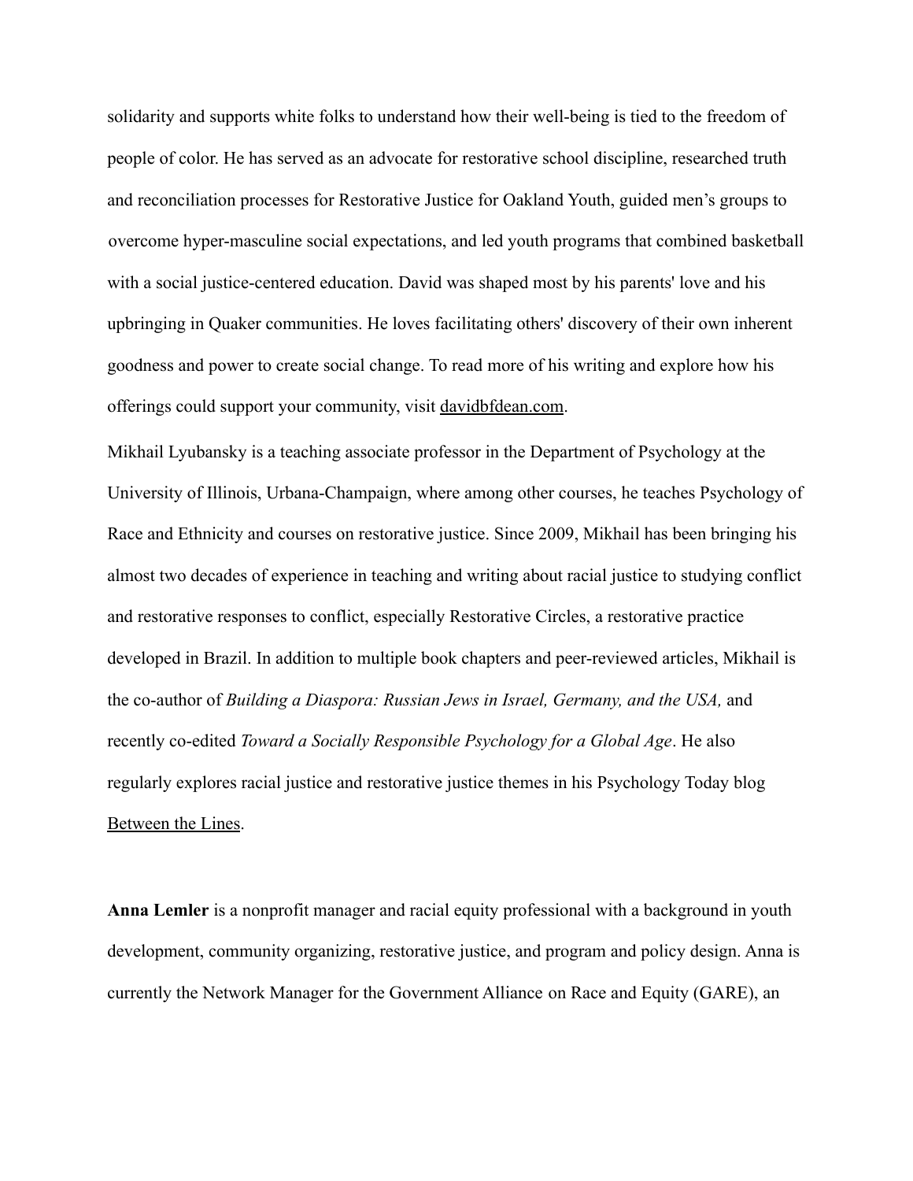solidarity and supports white folks to understand how their well-being is tied to the freedom of people of color. He has served as an advocate for restorative school discipline, researched truth and reconciliation processes for Restorative Justice for Oakland Youth, guided men's groups to overcome hyper-masculine social expectations, and led youth programs that combined basketball with a social justice-centered education. David was shaped most by his parents' love and his upbringing in Quaker communities. He loves facilitating others' discovery of their own inherent goodness and power to create social change. To read more of his writing and explore how his offerings could support your community, visit davidbfdean.com.

Mikhail Lyubansky is a teaching associate professor in the Department of Psychology at the University of Illinois, Urbana-Champaign, where among other courses, he teaches Psychology of Race and Ethnicity and courses on restorative justice. Since 2009, Mikhail has been bringing his almost two decades of experience in teaching and writing about racial justice to studying conflict and restorative responses to conflict, especially Restorative Circles, a restorative practice developed in Brazil. In addition to multiple book chapters and peer-reviewed articles, Mikhail is the co-author of *Building a Diaspora: Russian Jews in Israel, Germany, and the USA,* and recently co-edited *Toward a Socially Responsible Psychology for a Global Age*. He also regularly explores racial justice and restorative justice themes in his Psychology Today blog Between the Lines.

**Anna Lemler** is a nonprofit manager and racial equity professional with a background in youth development, community organizing, restorative justice, and program and policy design. Anna is currently the Network Manager for the Government Alliance on Race and Equity (GARE), an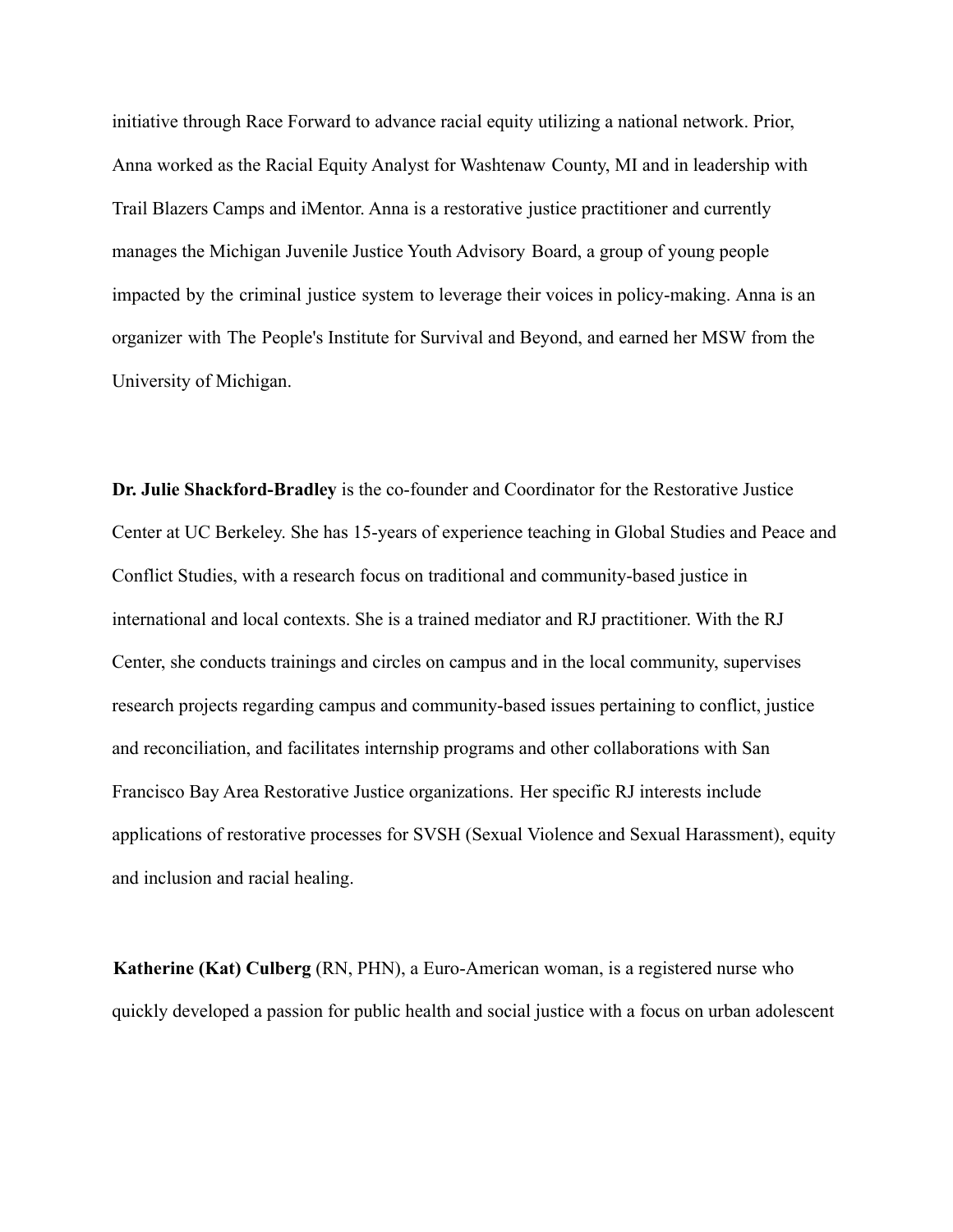initiative through Race Forward to advance racial equity utilizing a national network. Prior, Anna worked as the Racial Equity Analyst for Washtenaw County, MI and in leadership with Trail Blazers Camps and iMentor. Anna is a restorative justice practitioner and currently manages the Michigan Juvenile Justice Youth Advisory Board, a group of young people impacted by the criminal justice system to leverage their voices in policy-making. Anna is an organizer with The People's Institute for Survival and Beyond, and earned her MSW from the University of Michigan.

**Dr. Julie Shackford-Bradley** is the co-founder and Coordinator for the Restorative Justice Center at UC Berkeley. She has 15-years of experience teaching in Global Studies and Peace and Conflict Studies, with a research focus on traditional and community-based justice in international and local contexts. She is a trained mediator and RJ practitioner. With the RJ Center, she conducts trainings and circles on campus and in the local community, supervises research projects regarding campus and community-based issues pertaining to conflict, justice and reconciliation, and facilitates internship programs and other collaborations with San Francisco Bay Area Restorative Justice organizations. Her specific RJ interests include applications of restorative processes for SVSH (Sexual Violence and Sexual Harassment), equity and inclusion and racial healing.

**Katherine (Kat) Culberg** (RN, PHN), a Euro-American woman, is a registered nurse who quickly developed a passion for public health and social justice with a focus on urban adolescent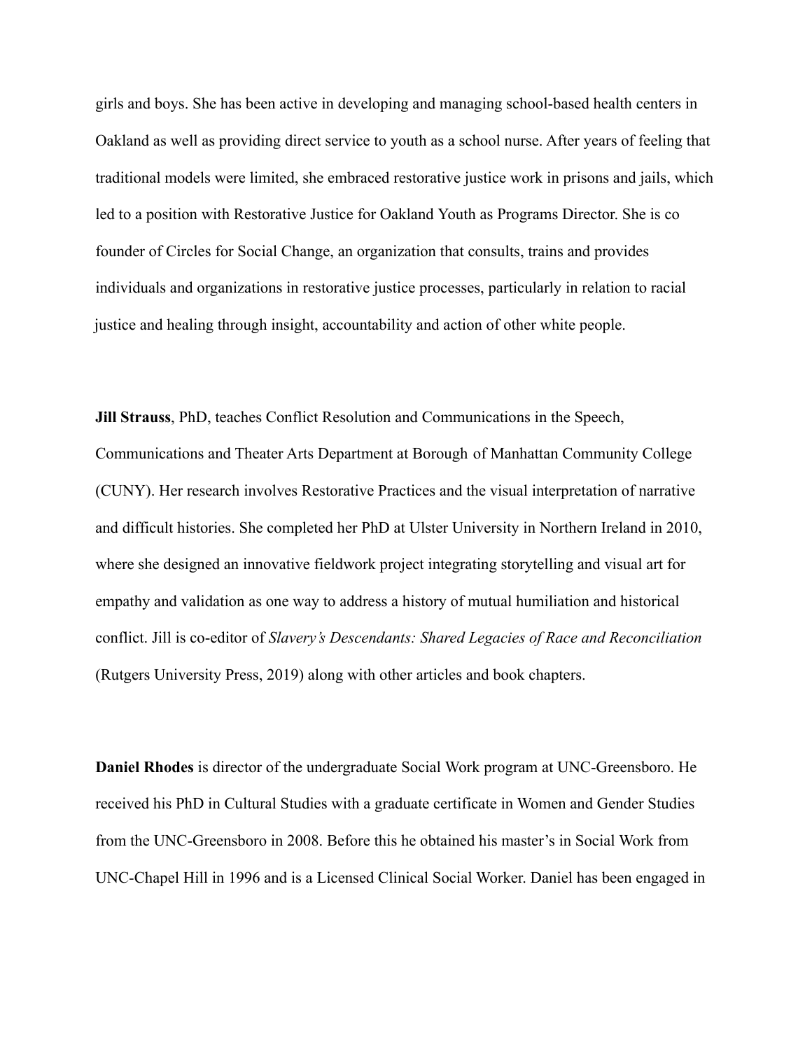girls and boys. She has been active in developing and managing school-based health centers in Oakland as well as providing direct service to youth as a school nurse. After years of feeling that traditional models were limited, she embraced restorative justice work in prisons and jails, which led to a position with Restorative Justice for Oakland Youth as Programs Director. She is co founder of Circles for Social Change, an organization that consults, trains and provides individuals and organizations in restorative justice processes, particularly in relation to racial justice and healing through insight, accountability and action of other white people.

**Jill Strauss**, PhD, teaches Conflict Resolution and Communications in the Speech, Communications and Theater Arts Department at Borough of Manhattan Community College (CUNY). Her research involves Restorative Practices and the visual interpretation of narrative and difficult histories. She completed her PhD at Ulster University in Northern Ireland in 2010, where she designed an innovative fieldwork project integrating storytelling and visual art for empathy and validation as one way to address a history of mutual humiliation and historical conflict. Jill is co-editor of *Slavery's Descendants: Shared Legacies of Race and Reconciliation* (Rutgers University Press, 2019) along with other articles and book chapters.

**Daniel Rhodes** is director of the undergraduate Social Work program at UNC-Greensboro. He received his PhD in Cultural Studies with a graduate certificate in Women and Gender Studies from the UNC-Greensboro in 2008. Before this he obtained his master's in Social Work from UNC-Chapel Hill in 1996 and is a Licensed Clinical Social Worker. Daniel has been engaged in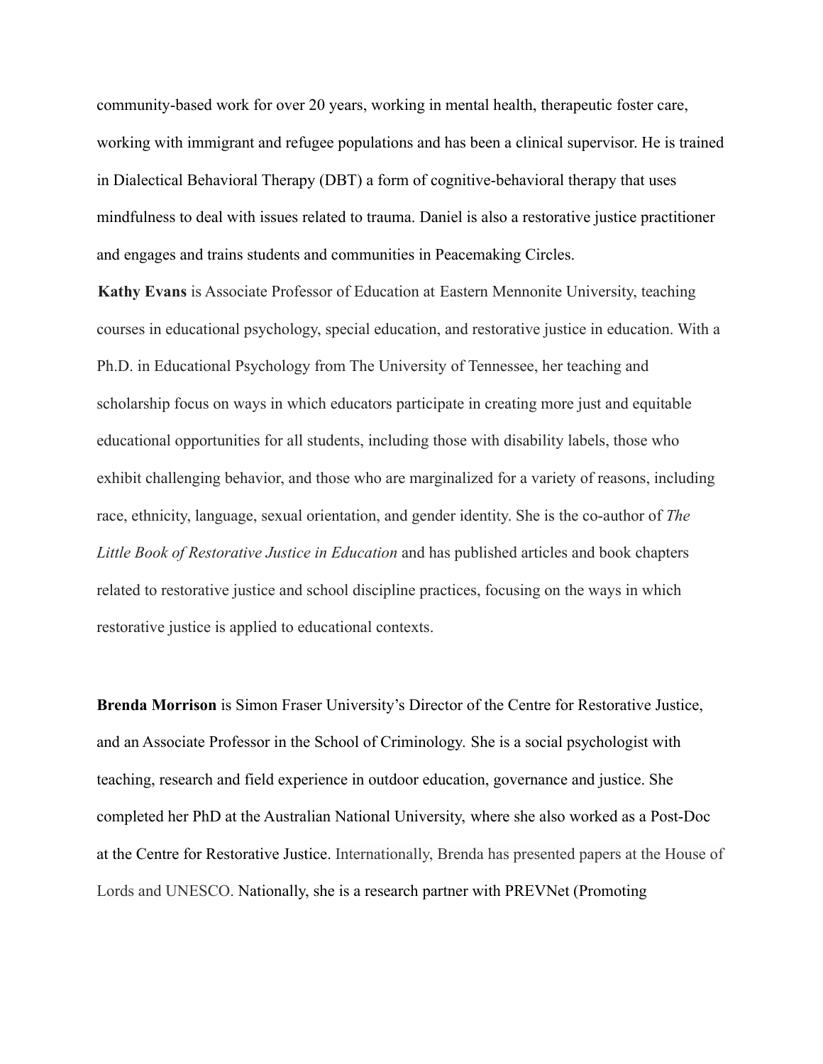community-based work for over 20 years, working in mental health, therapeutic foster care, working with immigrant and refugee populations and has been a clinical supervisor. He is trained in Dialectical Behavioral Therapy (DBT) a form of cognitive-behavioral therapy that uses mindfulness to deal with issues related to trauma. Daniel is also a restorative justice practitioner and engages and trains students and communities in Peacemaking Circles.

**Kathy Evans** is Associate Professor of Education at Eastern Mennonite University, teaching courses in educational psychology, special education, and restorative justice in education. With a Ph.D. in Educational Psychology from The University of Tennessee, her teaching and scholarship focus on ways in which educators participate in creating more just and equitable educational opportunities for all students, including those with disability labels, those who exhibit challenging behavior, and those who are marginalized for a variety of reasons, including race, ethnicity, language, sexual orientation, and gender identity. She is the co-author of *The Little Book of Restorative Justice in Education* and has published articles and book chapters related to restorative justice and school discipline practices, focusing on the ways in which restorative justice is applied to educational contexts.

**Brenda Morrison** is Simon Fraser University's Director of the Centre for Restorative Justice, and an Associate Professor in the School of Criminology. She is a social psychologist with teaching, research and field experience in outdoor education, governance and justice. She completed her PhD at the Australian National University, where she also worked as a Post-Doc at the Centre for Restorative Justice. Internationally, Brenda has presented papers at the House of Lords and UNESCO. Nationally, she is a research partner with PREVNet (Promoting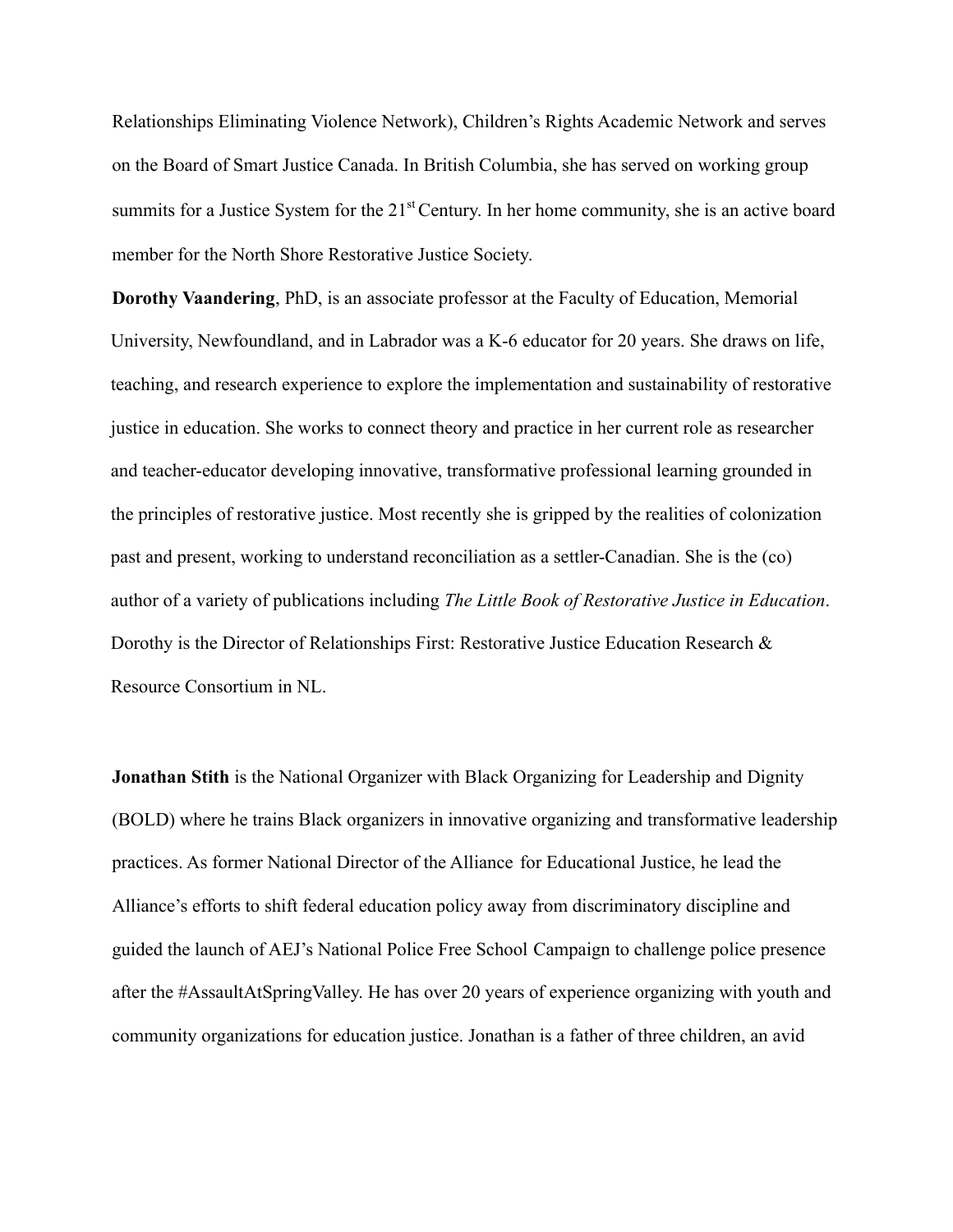Relationships Eliminating Violence Network), Children's Rights Academic Network and serves on the Board of Smart Justice Canada. In British Columbia, she has served on working group summits for a Justice System for the 21$^{st}$ Century. In her home community, she is an active board member for the North Shore Restorative Justice Society.

**Dorothy Vaandering**, PhD, is an associate professor at the Faculty of Education, Memorial University, Newfoundland, and in Labrador was a K-6 educator for 20 years. She draws on life, teaching, and research experience to explore the implementation and sustainability of restorative justice in education. She works to connect theory and practice in her current role as researcher and teacher-educator developing innovative, transformative professional learning grounded in the principles of restorative justice. Most recently she is gripped by the realities of colonization past and present, working to understand reconciliation as a settler-Canadian. She is the (co) author of a variety of publications including *The Little Book of Restorative Justice in Education*. Dorothy is the Director of Relationships First: Restorative Justice Education Research & Resource Consortium in NL.

**Jonathan Stith** is the National Organizer with Black Organizing for Leadership and Dignity (BOLD) where he trains Black organizers in innovative organizing and transformative leadership practices. As former National Director of the Alliance for Educational Justice, he lead the Alliance's efforts to shift federal education policy away from discriminatory discipline and guided the launch of AEJ's National Police Free School Campaign to challenge police presence after the #AssaultAtSpringValley. He has over 20 years of experience organizing with youth and community organizations for education justice. Jonathan is a father of three children, an avid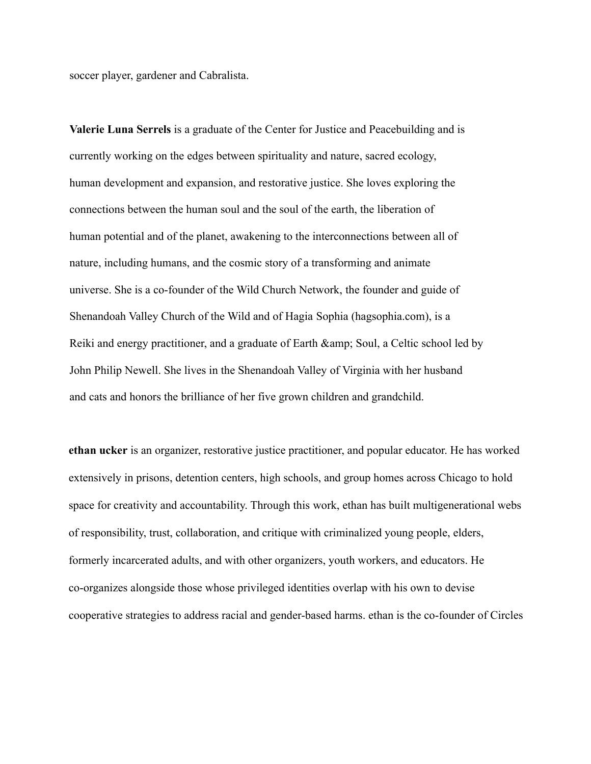soccer player, gardener and Cabralista.

**Valerie Luna Serrels** is a graduate of the Center for Justice and Peacebuilding and is currently working on the edges between spirituality and nature, sacred ecology, human development and expansion, and restorative justice. She loves exploring the connections between the human soul and the soul of the earth, the liberation of human potential and of the planet, awakening to the interconnections between all of nature, including humans, and the cosmic story of a transforming and animate universe. She is a co-founder of the Wild Church Network, the founder and guide of Shenandoah Valley Church of the Wild and of Hagia Sophia (hagsophia.com), is a Reiki and energy practitioner, and a graduate of Earth &amp; Soul, a Celtic school led by John Philip Newell. She lives in the Shenandoah Valley of Virginia with her husband and cats and honors the brilliance of her five grown children and grandchild.

**ethan ucker** is an organizer, restorative justice practitioner, and popular educator. He has worked extensively in prisons, detention centers, high schools, and group homes across Chicago to hold space for creativity and accountability. Through this work, ethan has built multigenerational webs of responsibility, trust, collaboration, and critique with criminalized young people, elders, formerly incarcerated adults, and with other organizers, youth workers, and educators. He co-organizes alongside those whose privileged identities overlap with his own to devise cooperative strategies to address racial and gender-based harms. ethan is the co-founder of Circles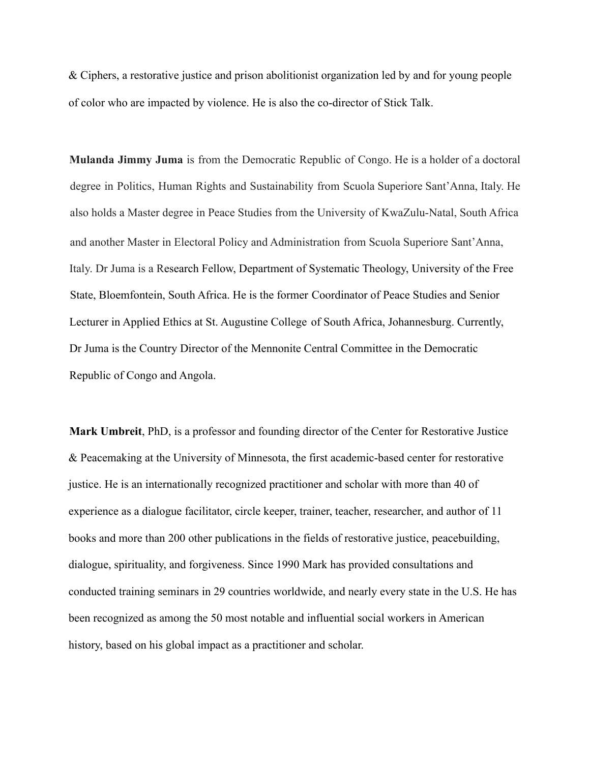& Ciphers, a restorative justice and prison abolitionist organization led by and for young people of color who are impacted by violence. He is also the co-director of Stick Talk.

**Mulanda Jimmy Juma** is from the Democratic Republic of Congo. He is a holder of a doctoral degree in Politics, Human Rights and Sustainability from Scuola Superiore Sant'Anna, Italy. He also holds a Master degree in Peace Studies from the University of KwaZulu-Natal, South Africa and another Master in Electoral Policy and Administration from Scuola Superiore Sant'Anna, Italy. Dr Juma is a Research Fellow, Department of Systematic Theology, University of the Free State, Bloemfontein, South Africa. He is the former Coordinator of Peace Studies and Senior Lecturer in Applied Ethics at St. Augustine College of South Africa, Johannesburg. Currently, Dr Juma is the Country Director of the Mennonite Central Committee in the Democratic Republic of Congo and Angola.

**Mark Umbreit**, PhD, is a professor and founding director of the Center for Restorative Justice & Peacemaking at the University of Minnesota, the first academic-based center for restorative justice. He is an internationally recognized practitioner and scholar with more than 40 of experience as a dialogue facilitator, circle keeper, trainer, teacher, researcher, and author of 11 books and more than 200 other publications in the fields of restorative justice, peacebuilding, dialogue, spirituality, and forgiveness. Since 1990 Mark has provided consultations and conducted training seminars in 29 countries worldwide, and nearly every state in the U.S. He has been recognized as among the 50 most notable and influential social workers in American history, based on his global impact as a practitioner and scholar.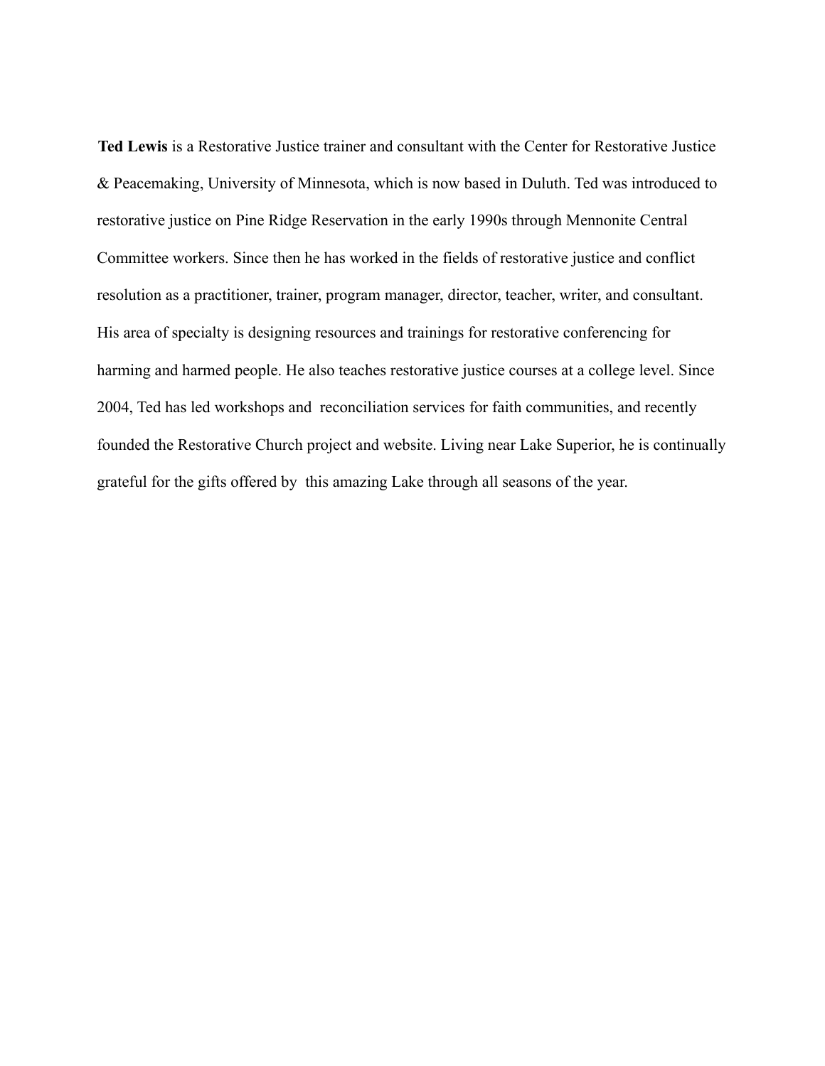**Ted Lewis** is a Restorative Justice trainer and consultant with the Center for Restorative Justice & Peacemaking, University of Minnesota, which is now based in Duluth. Ted was introduced to restorative justice on Pine Ridge Reservation in the early 1990s through Mennonite Central Committee workers. Since then he has worked in the fields of restorative justice and conflict resolution as a practitioner, trainer, program manager, director, teacher, writer, and consultant. His area of specialty is designing resources and trainings for restorative conferencing for harming and harmed people. He also teaches restorative justice courses at a college level. Since 2004, Ted has led workshops and reconciliation services for faith communities, and recently founded the Restorative Church project and website. Living near Lake Superior, he is continually grateful for the gifts offered by this amazing Lake through all seasons of the year.